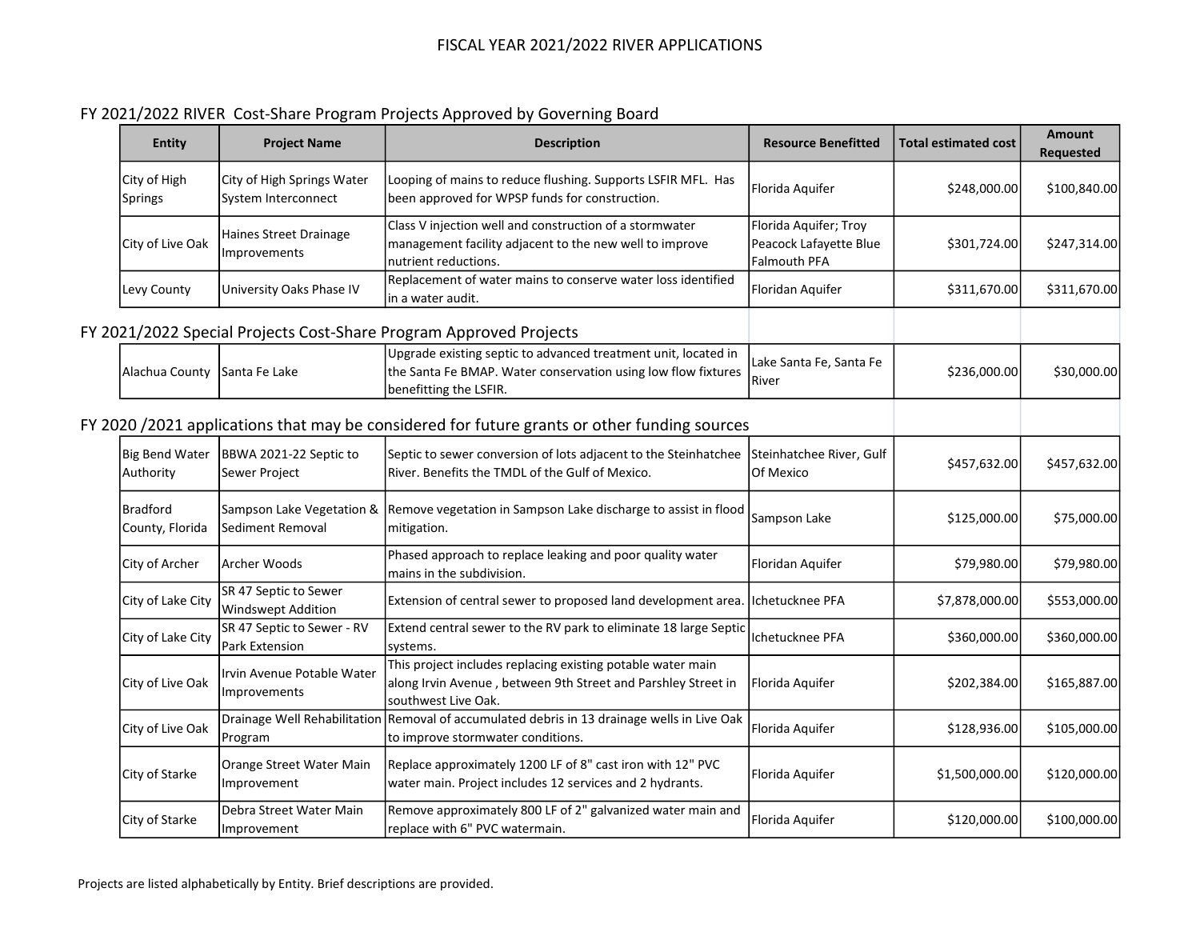# FISCAL YEAR 2021/2022 RIVER APPLICATIONS

## FY 2021/2022 RIVER Cost-Share Program Projects Approved by Governing Board

| Entity | Project Name | Description | Resource Benefitted | Total estimated cost | Amount Requested |
|---|---|---|---|---|---|
| City of High Springs | City of High Springs Water System Interconnect | Looping of mains to reduce flushing. Supports LSFIR MFL. Has been approved for WPSP funds for construction. | Florida Aquifer | $248,000.00 | $100,840.00 |
| City of Live Oak | Haines Street Drainage Improvements | Class V injection well and construction of a stormwater management facility adjacent to the new well to improve nutrient reductions. | Florida Aquifer; Troy Peacock Lafayette Blue Falmouth PFA | $301,724.00 | $247,314.00 |
| Levy County | University Oaks Phase IV | Replacement of water mains to conserve water loss identified in a water audit. | Floridan Aquifer | $311,670.00 | $311,670.00 |

## FY 2021/2022 Special Projects Cost-Share Program Approved Projects

| Entity | Project Name | Description | Resource Benefitted | Total estimated cost | Amount Requested |
|---|---|---|---|---|---|
| Alachua County | Santa Fe Lake | Upgrade existing septic to advanced treatment unit, located in the Santa Fe BMAP. Water conservation using low flow fixtures benefitting the LSFIR. | Lake Santa Fe, Santa Fe River | $236,000.00 | $30,000.00 |

## FY 2020 /2021 applications that may be considered for future grants or other funding sources

| Entity | Project Name | Description | Resource Benefitted | Total estimated cost | Amount Requested |
|---|---|---|---|---|---|
| Big Bend Water Authority | BBWA 2021-22 Septic to Sewer Project | Septic to sewer conversion of lots adjacent to the Steinhatchee River. Benefits the TMDL of the Gulf of Mexico. | Steinhatchee River, Gulf Of Mexico | $457,632.00 | $457,632.00 |
| Bradford County, Florida | Sampson Lake Vegetation & Sediment Removal | Remove vegetation in Sampson Lake discharge to assist in flood mitigation. | Sampson Lake | $125,000.00 | $75,000.00 |
| City of Archer | Archer Woods | Phased approach to replace leaking and poor quality water mains in the subdivision. | Floridan Aquifer | $79,980.00 | $79,980.00 |
| City of Lake City | SR 47 Septic to Sewer Windswept Addition | Extension of central sewer to proposed land development area. | Ichetucknee PFA | $7,878,000.00 | $553,000.00 |
| City of Lake City | SR 47 Septic to Sewer - RV Park Extension | Extend central sewer to the RV park to eliminate 18 large Septic systems. | Ichetucknee PFA | $360,000.00 | $360,000.00 |
| City of Live Oak | Irvin Avenue Potable Water Improvements | This project includes replacing existing potable water main along Irvin Avenue , between 9th Street and Parshley Street in southwest Live Oak. | Florida Aquifer | $202,384.00 | $165,887.00 |
| City of Live Oak | Drainage Well Rehabilitation Program | Removal of accumulated debris in 13 drainage wells in Live Oak to improve stormwater conditions. | Florida Aquifer | $128,936.00 | $105,000.00 |
| City of Starke | Orange Street Water Main Improvement | Replace approximately 1200 LF of 8" cast iron with 12" PVC water main. Project includes 12 services and 2 hydrants. | Florida Aquifer | $1,500,000.00 | $120,000.00 |
| City of Starke | Debra Street Water Main Improvement | Remove approximately 800 LF of 2" galvanized water main and replace with 6" PVC watermain. | Florida Aquifer | $120,000.00 | $100,000.00 |

Projects are listed alphabetically by Entity. Brief descriptions are provided.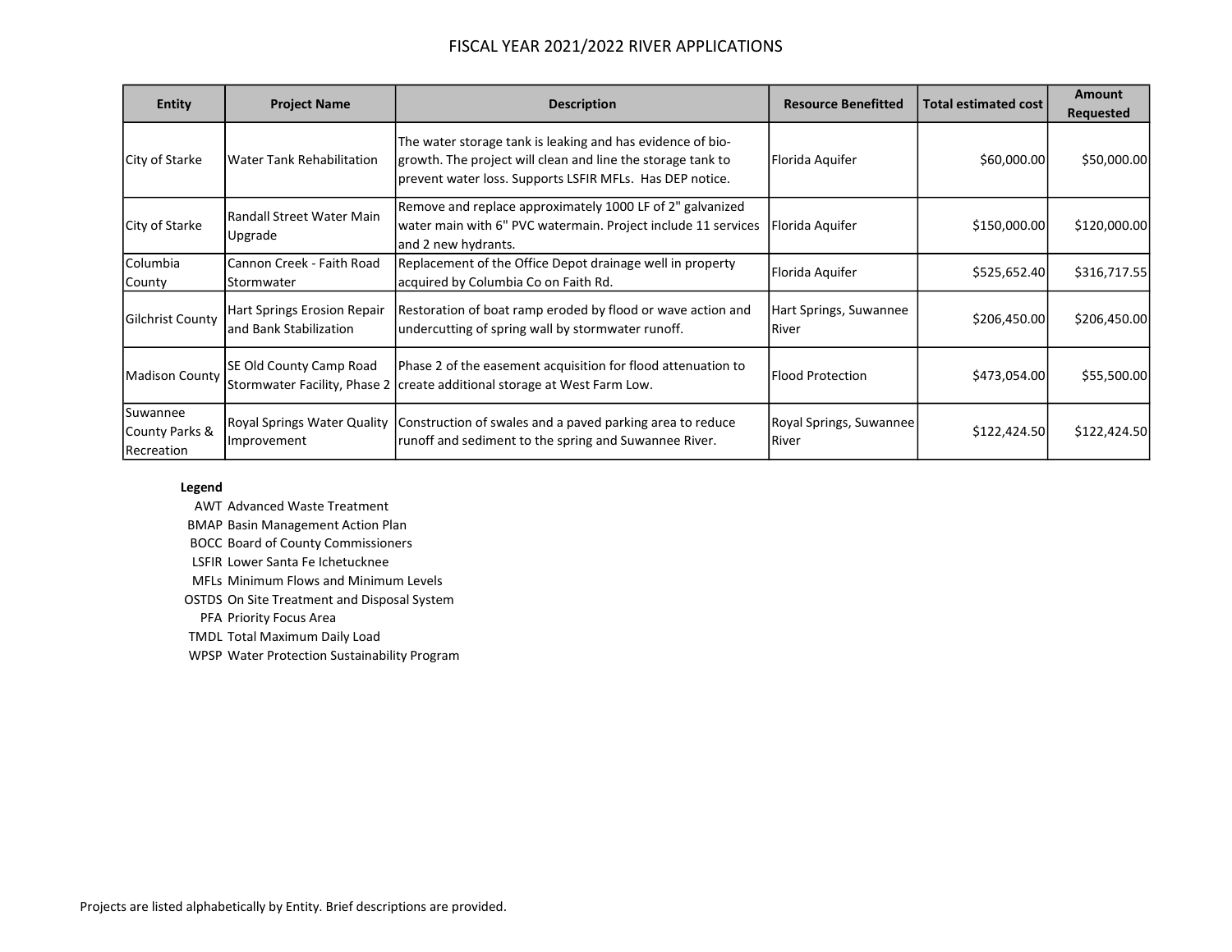# FISCAL YEAR 2021/2022 RIVER APPLICATIONS

| Entity | Project Name | Description | Resource Benefitted | Total estimated cost | Amount Requested |
|---|---|---|---|---|---|
| City of Starke | Water Tank Rehabilitation | The water storage tank is leaking and has evidence of bio-growth. The project will clean and line the storage tank to prevent water loss. Supports LSFIR MFLs. Has DEP notice. | Florida Aquifer | $60,000.00 | $50,000.00 |
| City of Starke | Randall Street Water Main Upgrade | Remove and replace approximately 1000 LF of 2" galvanized water main with 6" PVC watermain. Project include 11 services and 2 new hydrants. | Florida Aquifer | $150,000.00 | $120,000.00 |
| Columbia County | Cannon Creek - Faith Road Stormwater | Replacement of the Office Depot drainage well in property acquired by Columbia Co on Faith Rd. | Florida Aquifer | $525,652.40 | $316,717.55 |
| Gilchrist County | Hart Springs Erosion Repair and Bank Stabilization | Restoration of boat ramp eroded by flood or wave action and undercutting of spring wall by stormwater runoff. | Hart Springs, Suwannee River | $206,450.00 | $206,450.00 |
| Madison County | SE Old County Camp Road Stormwater Facility, Phase 2 | Phase 2 of the easement acquisition for flood attenuation to create additional storage at West Farm Low. | Flood Protection | $473,054.00 | $55,500.00 |
| Suwannee County Parks & Recreation | Royal Springs Water Quality Improvement | Construction of swales and a paved parking area to reduce runoff and sediment to the spring and Suwannee River. | Royal Springs, Suwannee River | $122,424.50 | $122,424.50 |

**Legend**

- AWT Advanced Waste Treatment
- BMAP Basin Management Action Plan
- BOCC Board of County Commissioners
- LSFIR Lower Santa Fe Ichetucknee
- MFLs Minimum Flows and Minimum Levels
- OSTDS On Site Treatment and Disposal System
- PFA Priority Focus Area
- TMDL Total Maximum Daily Load
- WPSP Water Protection Sustainability Program

Projects are listed alphabetically by Entity. Brief descriptions are provided.